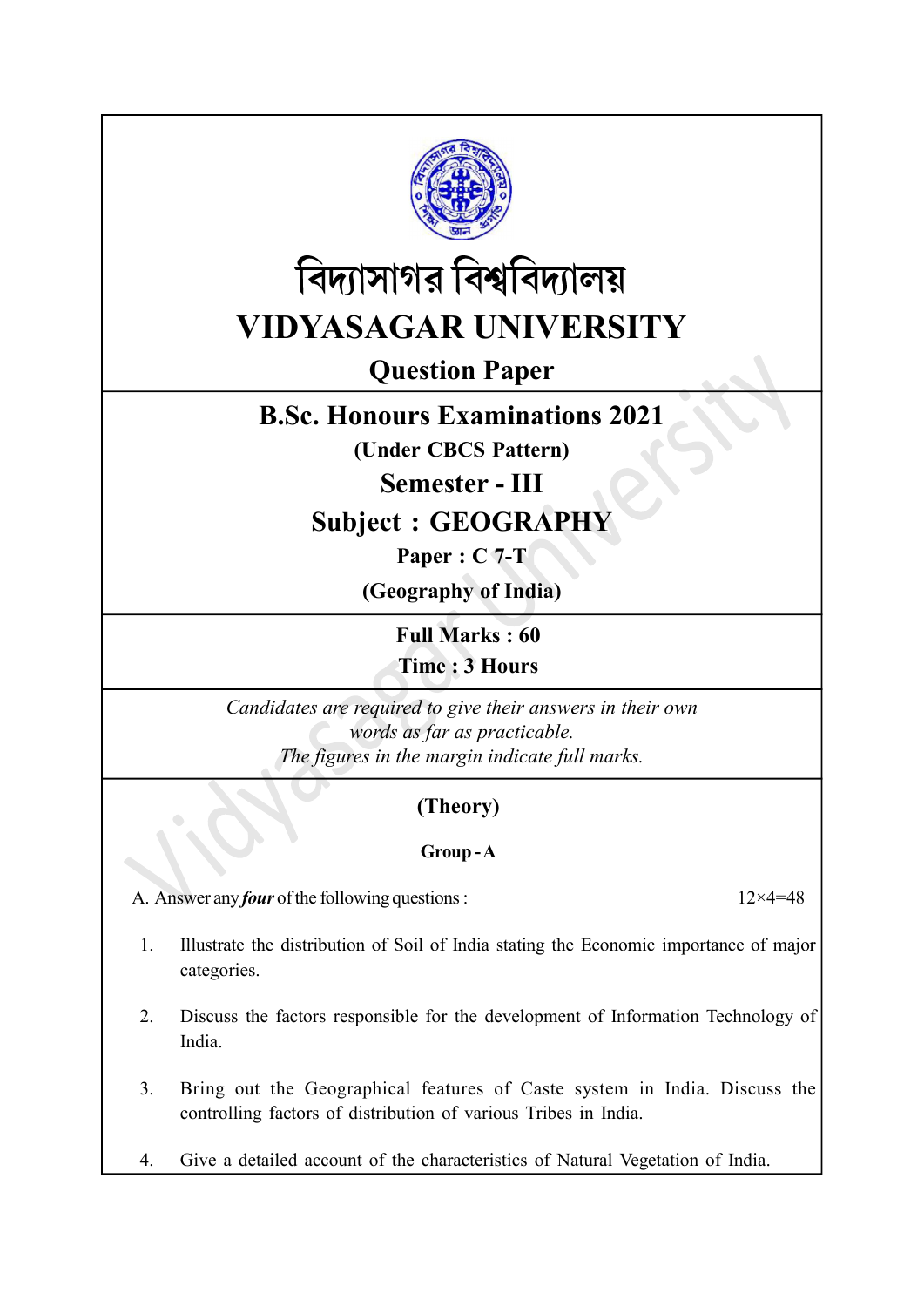# বিদ্যাসাগর বিশ্ববিদ্যালয়

# VIDYASAGAR UNIVERSITY

## Question Paper

## B.Sc. Honours Examinations 2021

**(Under CBCS Pattern)**

## Semester - III

## Subject : GEOGRAPHY

**Paper : C 7-T**

**(Geography of India)**

**Full Marks : 60**

**Time : 3 Hours**

*Candidates are required to give their answers in their own words as far as practicable.*

*The figures in the margin indicate full marks.*

### (Theory)

#### Group - A

A. Answer any ***four*** of the following questions : 12×4=48

1. Illustrate the distribution of Soil of India stating the Economic importance of major categories.

2. Discuss the factors responsible for the development of Information Technology of India.

3. Bring out the Geographical features of Caste system in India. Discuss the controlling factors of distribution of various Tribes in India.

4. Give a detailed account of the characteristics of Natural Vegetation of India.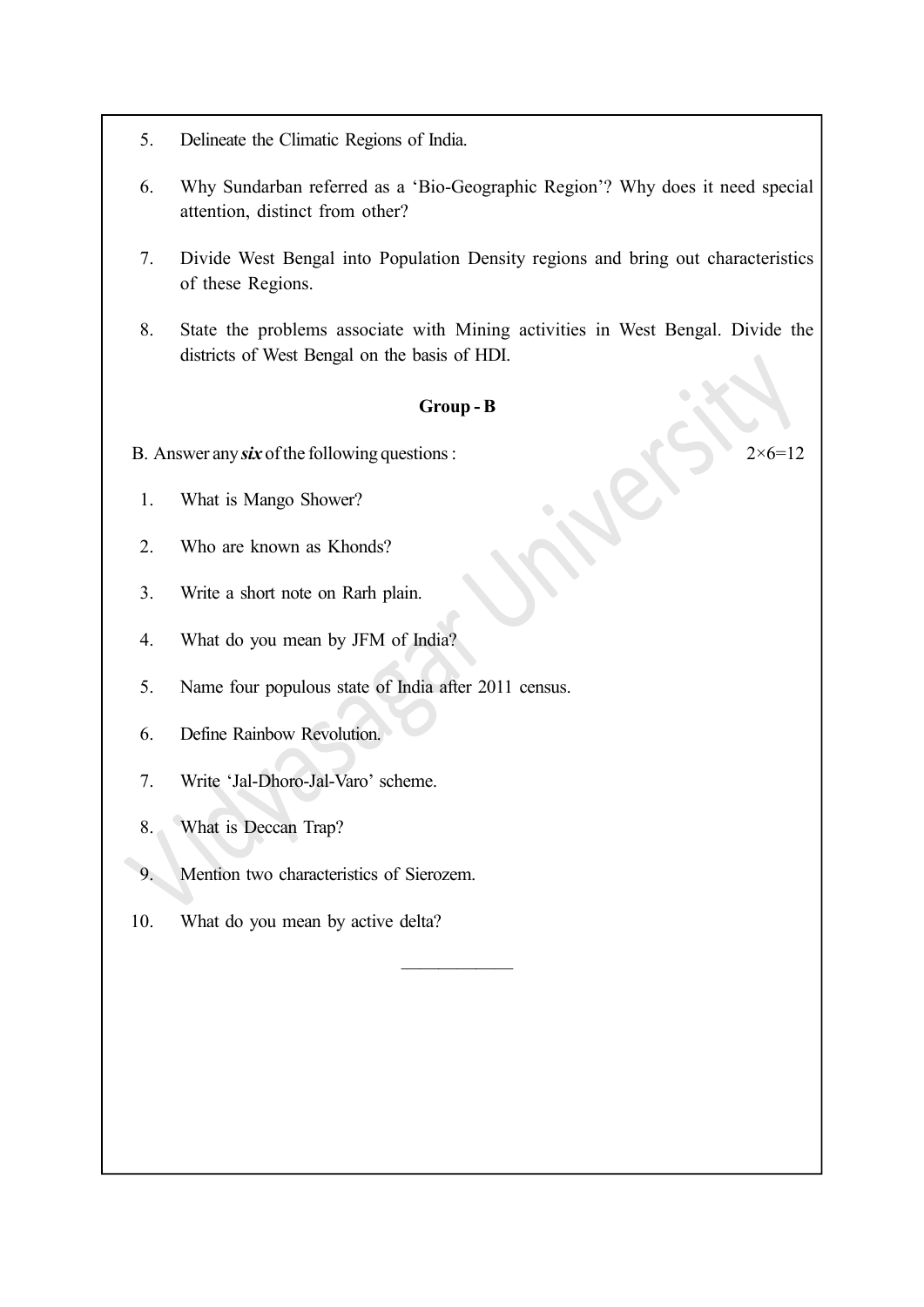5. Delineate the Climatic Regions of India.

6. Why Sundarban referred as a 'Bio-Geographic Region'? Why does it need special attention, distinct from other?

7. Divide West Bengal into Population Density regions and bring out characteristics of these Regions.

8. State the problems associate with Mining activities in West Bengal. Divide the districts of West Bengal on the basis of HDI.

**Group - B**

B. Answer any ***six*** of the following questions : 2×6=12

1. What is Mango Shower?

2. Who are known as Khonds?

3. Write a short note on Rarh plain.

4. What do you mean by JFM of India?

5. Name four populous state of India after 2011 census.

6. Define Rainbow Revolution.

7. Write 'Jal-Dhoro-Jal-Varo' scheme.

8. What is Deccan Trap?

9. Mention two characteristics of Sierozem.

10. What do you mean by active delta?

———————